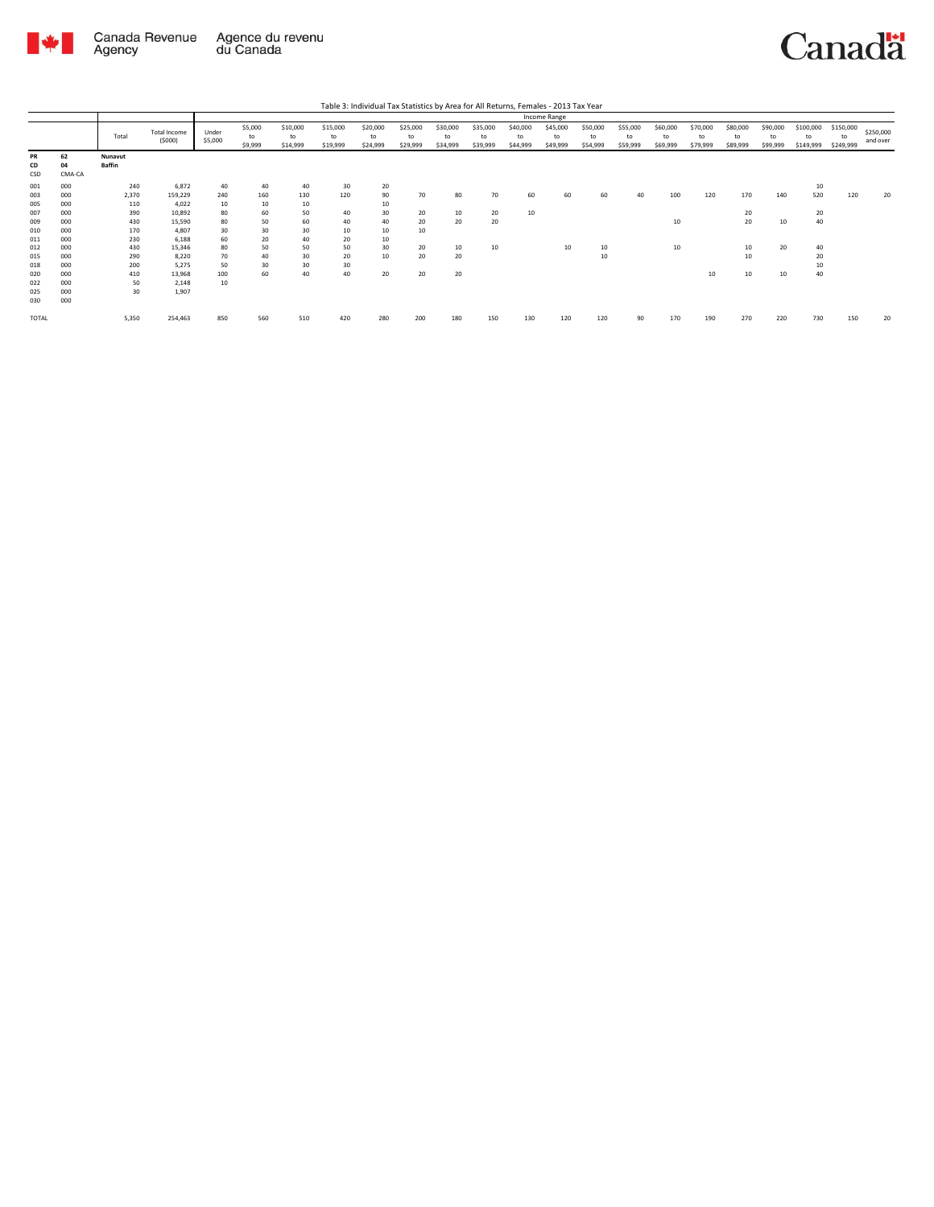Table 3: Individual Tax Statistics by Area for All Returns, Females - 2013 Tax Year

| | | Total | Total Income (\$000) | Income Range | | | | | | | | | | | | | | | | | | |
|---|---|---|---|---|---|---|---|---|---|---|---|---|---|---|---|---|---|---|---|---|---|---|
| | | | | Under \$5,000 | \$5,000 to \$9,999 | \$10,000 to \$14,999 | \$15,000 to \$19,999 | \$20,000 to \$24,999 | \$25,000 to \$29,999 | \$30,000 to \$34,999 | \$35,000 to \$39,999 | \$40,000 to \$44,999 | \$45,000 to \$49,999 | \$50,000 to \$54,999 | \$55,000 to \$59,999 | \$60,000 to \$69,999 | \$70,000 to \$79,999 | \$80,000 to \$89,999 | \$90,000 to \$99,999 | \$100,000 to \$149,999 | \$150,000 to \$249,999 | \$250,000 and over |
| **PR** | **62** | **Nunavut** | | | | | | | | | | | | | | | | | | | | |
| **CD** | **04** | **Baffin** | | | | | | | | | | | | | | | | | | | | |
| CSD | CMA-CA | | | | | | | | | | | | | | | | | | | | | |
| 001 | 000 | 240 | 6,872 | 40 | 40 | 40 | 30 | 20 | | | | | | | | | | | | 10 | | |
| 003 | 000 | 2,370 | 159,229 | 240 | 160 | 130 | 120 | 90 | 70 | 80 | 70 | 60 | 60 | 60 | 40 | 100 | 120 | 170 | 140 | 520 | 120 | 20 |
| 005 | 000 | 110 | 4,022 | 10 | 10 | 10 | | 10 | | | | | | | | | | | | | | |
| 007 | 000 | 390 | 10,892 | 80 | 60 | 50 | 40 | 30 | 20 | 10 | 20 | 10 | | | | | | 20 | | 20 | | |
| 009 | 000 | 430 | 15,590 | 80 | 50 | 60 | 40 | 40 | 20 | 20 | 20 | | | | | 10 | | 20 | 10 | 40 | | |
| 010 | 000 | 170 | 4,807 | 30 | 30 | 30 | 10 | 10 | 10 | | | | | | | | | | | | | |
| 011 | 000 | 230 | 6,188 | 60 | 20 | 40 | 20 | 10 | | | | | | | | | | | | | | |
| 012 | 000 | 430 | 15,346 | 80 | 50 | 50 | 50 | 30 | 20 | 10 | 10 | | 10 | 10 | | 10 | | 10 | 20 | 40 | | |
| 015 | 000 | 290 | 8,220 | 70 | 40 | 30 | 20 | 10 | 20 | 20 | | | | 10 | | | | 10 | | 20 | | |
| 018 | 000 | 200 | 5,275 | 50 | 30 | 30 | 30 | | | | | | | | | | | | | 10 | | |
| 020 | 000 | 410 | 13,968 | 100 | 60 | 40 | 40 | 20 | 20 | 20 | | | | | | | 10 | 10 | 10 | 40 | | |
| 022 | 000 | 50 | 2,148 | 10 | | | | | | | | | | | | | | | | | | |
| 025 | 000 | 30 | 1,907 | | | | | | | | | | | | | | | | | | | |
| 030 | 000 | | | | | | | | | | | | | | | | | | | | | |
| TOTAL | | 5,350 | 254,463 | 850 | 560 | 510 | 420 | 280 | 200 | 180 | 150 | 130 | 120 | 120 | 90 | 170 | 190 | 270 | 220 | 730 | 150 | 20 |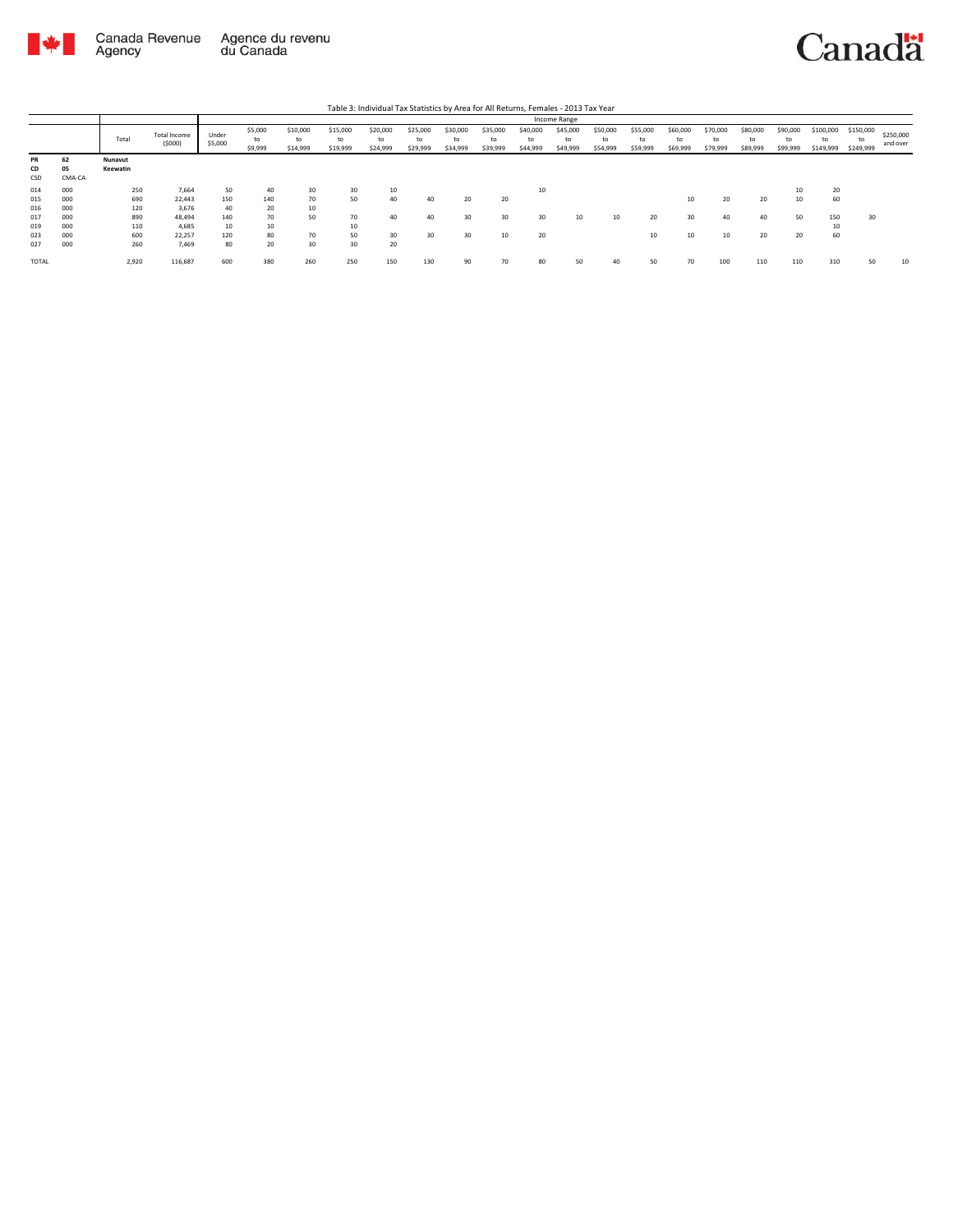Table 3: Individual Tax Statistics by Area for All Returns, Females - 2013 Tax Year

| | | Total | Total Income ($000) | Income Range | | | | | | | | | | | | | | | | | | |
|---|---|---|---|---|---|---|---|---|---|---|---|---|---|---|---|---|---|---|---|---|---|---|
| | | | | Under $5,000 | $5,000 to $9,999 | $10,000 to $14,999 | $15,000 to $19,999 | $20,000 to $24,999 | $25,000 to $29,999 | $30,000 to $34,999 | $35,000 to $39,999 | $40,000 to $44,999 | $45,000 to $49,999 | $50,000 to $54,999 | $55,000 to $59,999 | $60,000 to $69,999 | $70,000 to $79,999 | $80,000 to $89,999 | $90,000 to $99,999 | $100,000 to $149,999 | $150,000 to $249,999 | $250,000 and over |
| **PR** | **62** | **Nunavut** | | | | | | | | | | | | | | | | | | | | |
| **CD** | **05** | **Keewatin** | | | | | | | | | | | | | | | | | | | | |
| CSD | CMA-CA | | | | | | | | | | | | | | | | | | | | | |
| 014 | 000 | 250 | 7,664 | 50 | 40 | 30 | 30 | 10 | | | | 10 | | | | | | | 10 | 20 | | |
| 015 | 000 | 690 | 22,443 | 150 | 140 | 70 | 50 | 40 | 40 | 20 | 20 | | | | | 10 | 20 | 20 | 10 | 60 | | |
| 016 | 000 | 120 | 3,676 | 40 | 20 | 10 | | | | | | | | | | | | | | | | |
| 017 | 000 | 890 | 48,494 | 140 | 70 | 50 | 70 | 40 | 40 | 30 | 30 | 30 | 10 | 10 | 20 | 30 | 40 | 40 | 50 | 150 | 30 | |
| 019 | 000 | 110 | 4,685 | 10 | 10 | | 10 | | | | | | | | | | | | | 10 | | |
| 023 | 000 | 600 | 22,257 | 120 | 80 | 70 | 50 | 30 | 30 | 30 | 10 | 20 | | | 10 | 10 | 10 | 20 | 20 | 60 | | |
| 027 | 000 | 260 | 7,469 | 80 | 20 | 30 | 30 | 20 | | | | | | | | | | | | | | |
| TOTAL | | 2,920 | 116,687 | 600 | 380 | 260 | 250 | 150 | 130 | 90 | 70 | 80 | 50 | 40 | 50 | 70 | 100 | 110 | 110 | 310 | 50 | 10 |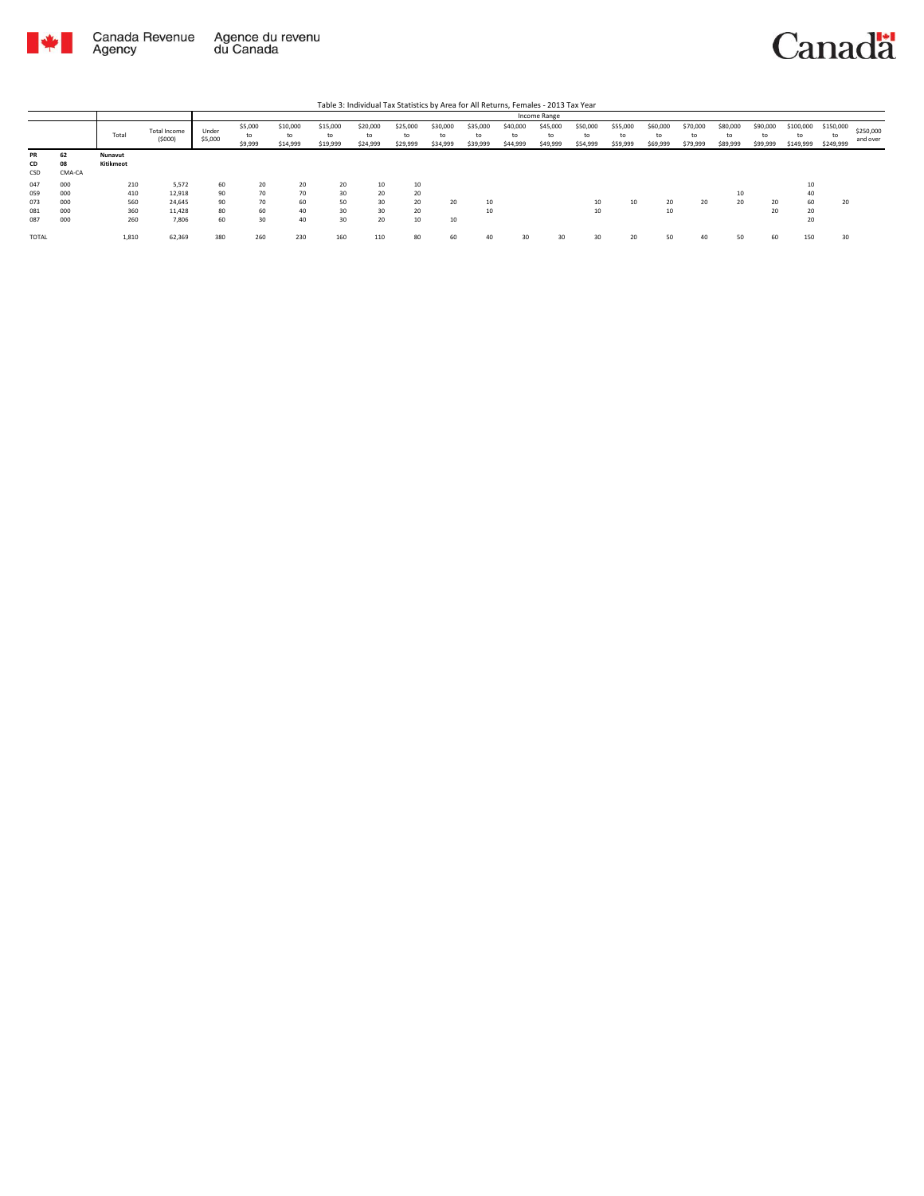Table 3: Individual Tax Statistics by Area for All Returns, Females - 2013 Tax Year

| | | Total | Total Income ($000) | Income Range | | | | | | | | | | | | | | | | | | |
|---|---|---|---|---|---|---|---|---|---|---|---|---|---|---|---|---|---|---|---|---|---|---|
| | | | | Under $5,000 | $5,000 to $9,999 | $10,000 to $14,999 | $15,000 to $19,999 | $20,000 to $24,999 | $25,000 to $29,999 | $30,000 to $34,999 | $35,000 to $39,999 | $40,000 to $44,999 | $45,000 to $49,999 | $50,000 to $54,999 | $55,000 to $59,999 | $60,000 to $69,999 | $70,000 to $79,999 | $80,000 to $89,999 | $90,000 to $99,999 | $100,000 to $149,999 | $150,000 to $249,999 | $250,000 and over |
| **PR** | **62** | **Nunavut** | | | | | | | | | | | | | | | | | | | | |
| **CD** | **08** | **Kitikmeot** | | | | | | | | | | | | | | | | | | | | |
| CSD | CMA-CA | | | | | | | | | | | | | | | | | | | | | |
| 047 | 000 | 210 | 5,572 | 60 | 20 | 20 | 20 | 10 | 10 | | | | | | | | | | | 10 | | |
| 059 | 000 | 410 | 12,918 | 90 | 70 | 70 | 30 | 20 | 20 | | | | | | | | | 10 | | 40 | | |
| 073 | 000 | 560 | 24,645 | 90 | 70 | 60 | 50 | 30 | 20 | 20 | 10 | | | 10 | 10 | 20 | 20 | 20 | 20 | 60 | 20 | |
| 081 | 000 | 360 | 11,428 | 80 | 60 | 40 | 30 | 30 | 20 | | 10 | | | 10 | | 10 | | | 20 | 20 | | |
| 087 | 000 | 260 | 7,806 | 60 | 30 | 40 | 30 | 20 | 10 | 10 | | | | | | | | | | 20 | | |
| TOTAL | | 1,810 | 62,369 | 380 | 260 | 230 | 160 | 110 | 80 | 60 | 40 | 30 | 30 | 30 | 20 | 50 | 40 | 50 | 60 | 150 | 30 | |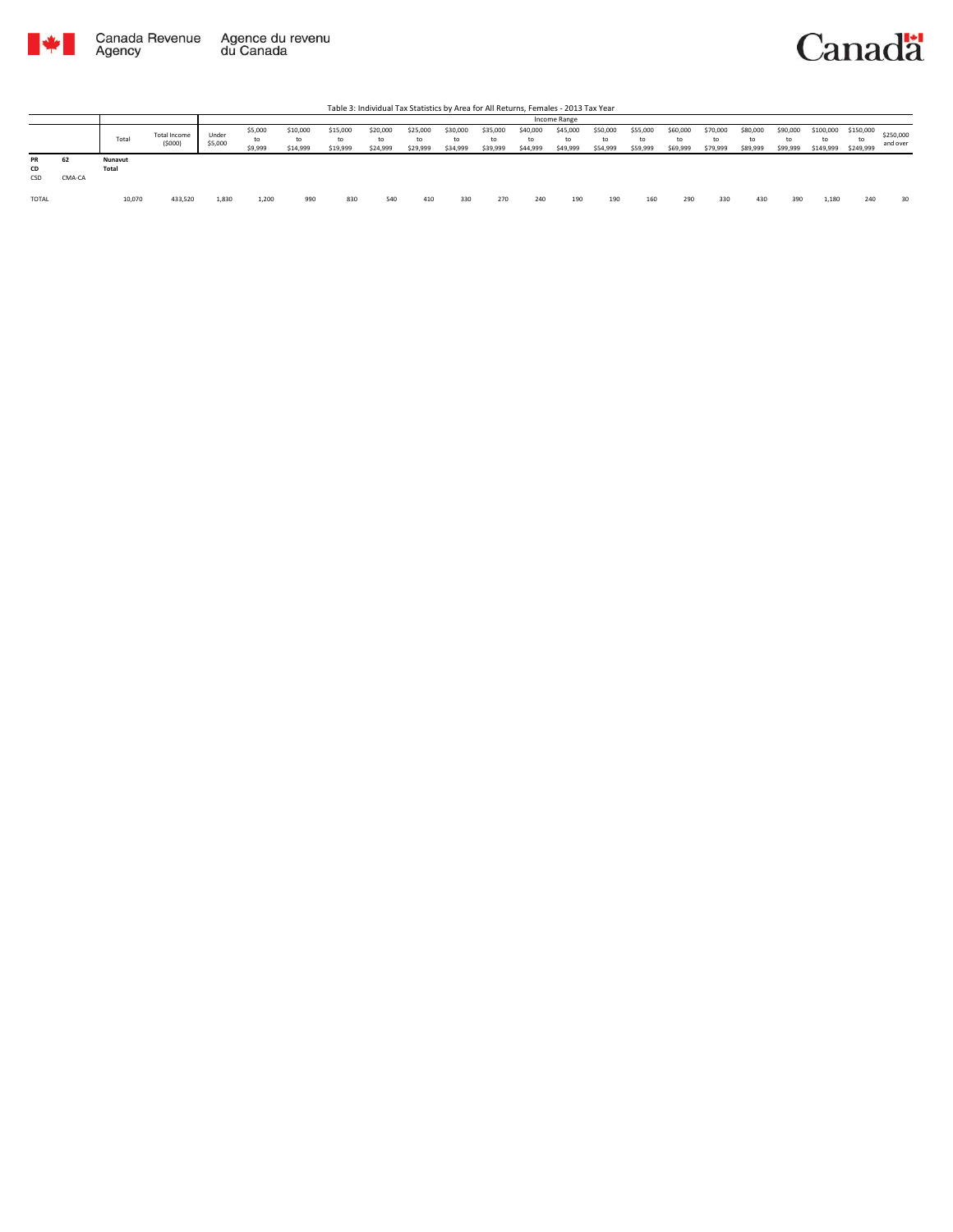Table 3: Individual Tax Statistics by Area for All Returns, Females - 2013 Tax Year

| | | Total | Total Income ($000) | Income Range | | | | | | | | | | | | | | | | | | | |
|---|---|---|---|---|---|---|---|---|---|---|---|---|---|---|---|---|---|---|---|---|---|---|---|
| | | | | Under $5,000 | $5,000 to $9,999 | $10,000 to $14,999 | $15,000 to $19,999 | $20,000 to $24,999 | $25,000 to $29,999 | $30,000 to $34,999 | $35,000 to $39,999 | $40,000 to $44,999 | $45,000 to $49,999 | $50,000 to $54,999 | $55,000 to $59,999 | $60,000 to $69,999 | $70,000 to $79,999 | $80,000 to $89,999 | $90,000 to $99,999 | $100,000 to $149,999 | $150,000 to $249,999 | $250,000 and over |
| PR<br>CD<br>CSD | 62<br><br>CMA-CA | Nunavut<br>Total | | | | | | | | | | | | | | | | | | | | |
| TOTAL | | 10,070 | 433,520 | 1,830 | 1,200 | 990 | 830 | 540 | 410 | 330 | 270 | 240 | 190 | 190 | 160 | 290 | 330 | 430 | 390 | 1,180 | 240 | 30 |